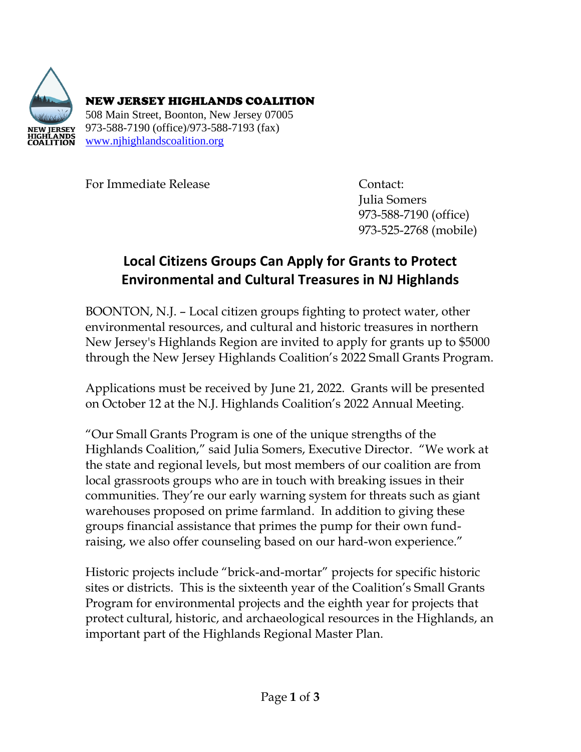NEW JERSEY HIGHLANDS COALITION
508 Main Street, Boonton, New Jersey 07005
973-588-7190 (office)/973-588-7193 (fax)
www.njhighlandscoalition.org

For Immediate Release

Contact:
Julia Somers
973-588-7190 (office)
973-525-2768 (mobile)

# Local Citizens Groups Can Apply for Grants to Protect Environmental and Cultural Treasures in NJ Highlands

BOONTON, N.J. – Local citizen groups fighting to protect water, other environmental resources, and cultural and historic treasures in northern New Jersey's Highlands Region are invited to apply for grants up to $5000 through the New Jersey Highlands Coalition's 2022 Small Grants Program.

Applications must be received by June 21, 2022. Grants will be presented on October 12 at the N.J. Highlands Coalition's 2022 Annual Meeting.

"Our Small Grants Program is one of the unique strengths of the Highlands Coalition," said Julia Somers, Executive Director. "We work at the state and regional levels, but most members of our coalition are from local grassroots groups who are in touch with breaking issues in their communities. They're our early warning system for threats such as giant warehouses proposed on prime farmland. In addition to giving these groups financial assistance that primes the pump for their own fund-raising, we also offer counseling based on our hard-won experience."

Historic projects include "brick-and-mortar" projects for specific historic sites or districts. This is the sixteenth year of the Coalition's Small Grants Program for environmental projects and the eighth year for projects that protect cultural, historic, and archaeological resources in the Highlands, an important part of the Highlands Regional Master Plan.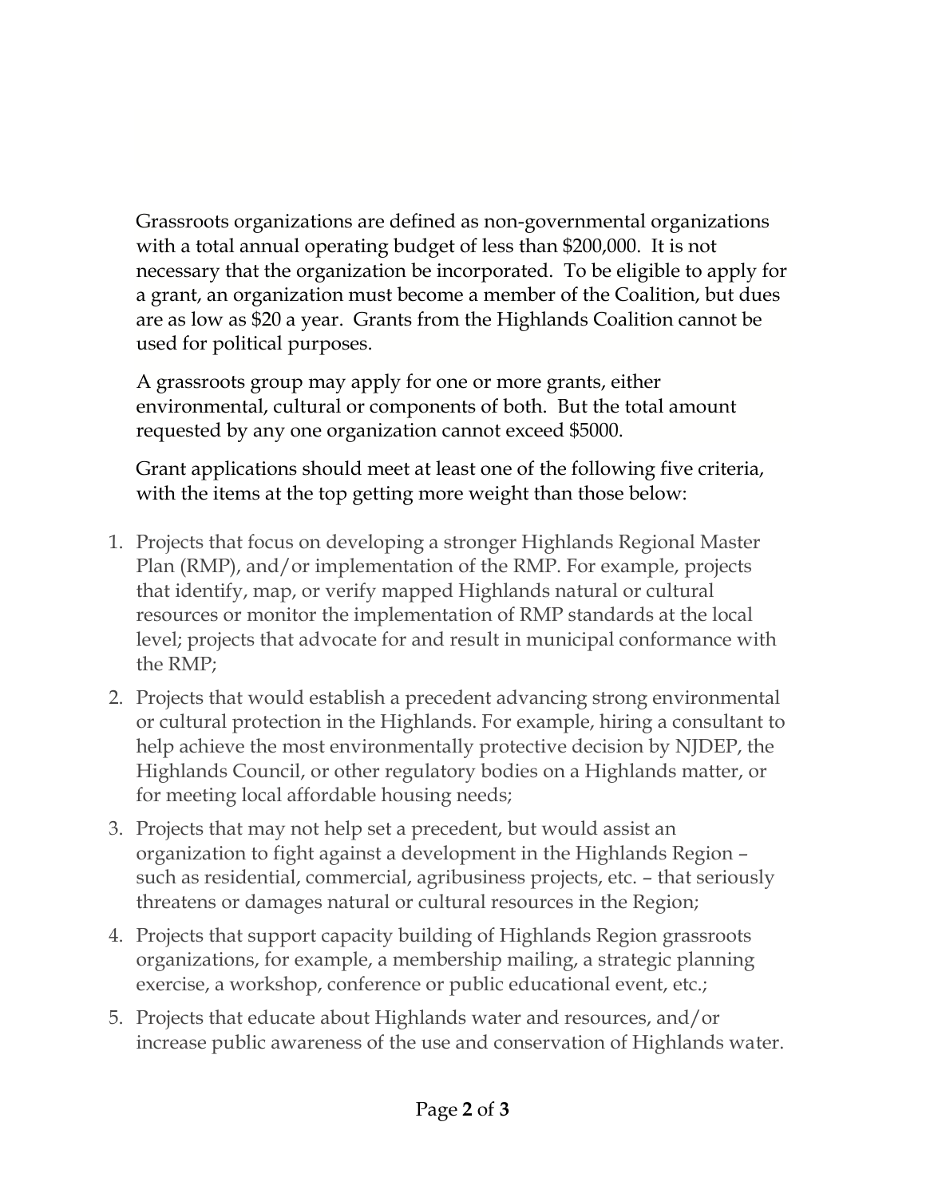Grassroots organizations are defined as non-governmental organizations with a total annual operating budget of less than $200,000. It is not necessary that the organization be incorporated. To be eligible to apply for a grant, an organization must become a member of the Coalition, but dues are as low as $20 a year. Grants from the Highlands Coalition cannot be used for political purposes.

A grassroots group may apply for one or more grants, either environmental, cultural or components of both. But the total amount requested by any one organization cannot exceed $5000.

Grant applications should meet at least one of the following five criteria, with the items at the top getting more weight than those below:

1. Projects that focus on developing a stronger Highlands Regional Master Plan (RMP), and/or implementation of the RMP. For example, projects that identify, map, or verify mapped Highlands natural or cultural resources or monitor the implementation of RMP standards at the local level; projects that advocate for and result in municipal conformance with the RMP;
2. Projects that would establish a precedent advancing strong environmental or cultural protection in the Highlands. For example, hiring a consultant to help achieve the most environmentally protective decision by NJDEP, the Highlands Council, or other regulatory bodies on a Highlands matter, or for meeting local affordable housing needs;
3. Projects that may not help set a precedent, but would assist an organization to fight against a development in the Highlands Region – such as residential, commercial, agribusiness projects, etc. – that seriously threatens or damages natural or cultural resources in the Region;
4. Projects that support capacity building of Highlands Region grassroots organizations, for example, a membership mailing, a strategic planning exercise, a workshop, conference or public educational event, etc.;
5. Projects that educate about Highlands water and resources, and/or increase public awareness of the use and conservation of Highlands water.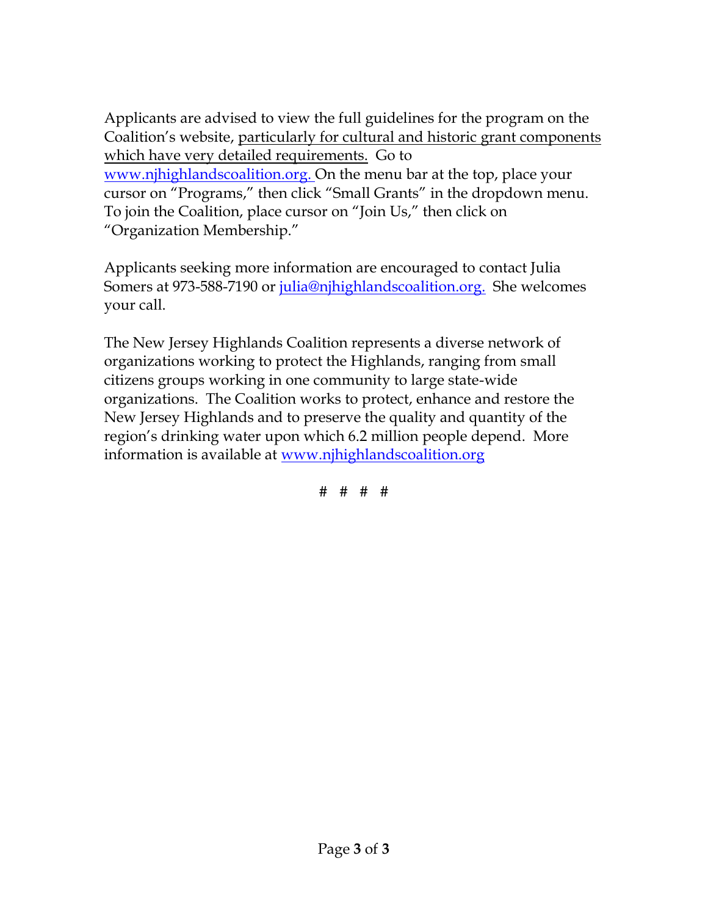Applicants are advised to view the full guidelines for the program on the Coalition's website, particularly for cultural and historic grant components which have very detailed requirements. Go to www.njhighlandscoalition.org. On the menu bar at the top, place your cursor on "Programs," then click "Small Grants" in the dropdown menu. To join the Coalition, place cursor on "Join Us," then click on "Organization Membership."

Applicants seeking more information are encouraged to contact Julia Somers at 973-588-7190 or julia@njhighlandscoalition.org. She welcomes your call.

The New Jersey Highlands Coalition represents a diverse network of organizations working to protect the Highlands, ranging from small citizens groups working in one community to large state-wide organizations. The Coalition works to protect, enhance and restore the New Jersey Highlands and to preserve the quality and quantity of the region's drinking water upon which 6.2 million people depend. More information is available at www.njhighlandscoalition.org

# # # #